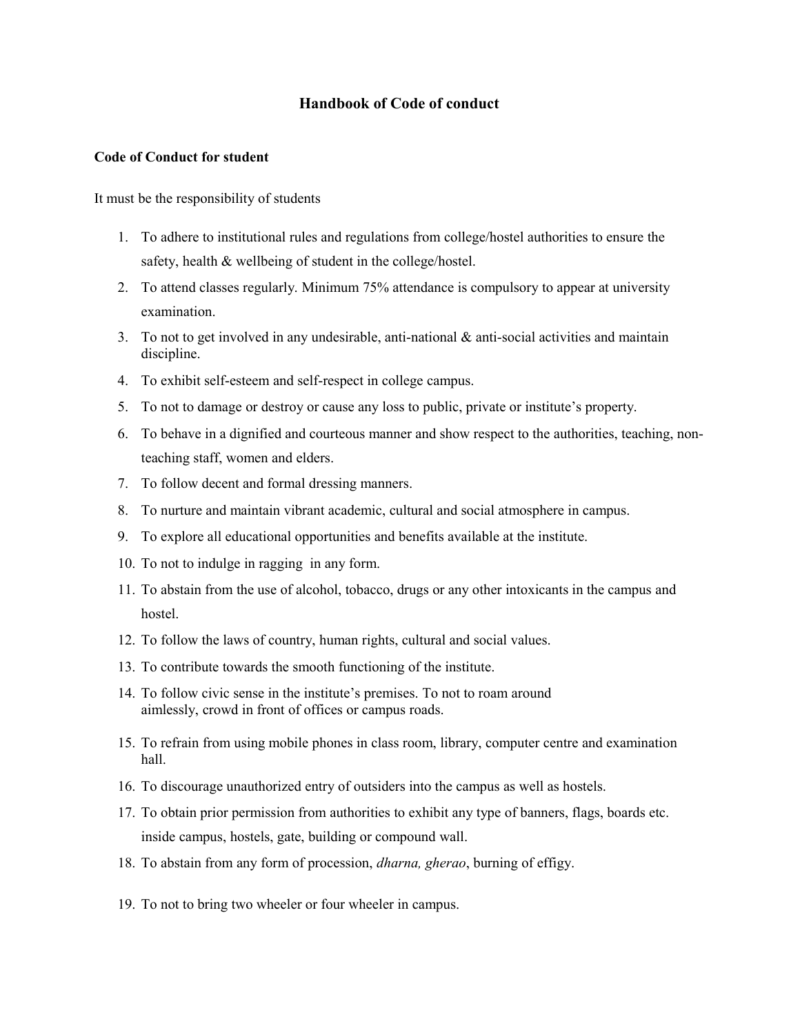# Handbook of Code of conduct

## Code of Conduct for student

It must be the responsibility of students

1. To adhere to institutional rules and regulations from college/hostel authorities to ensure the safety, health & wellbeing of student in the college/hostel.
2. To attend classes regularly. Minimum 75% attendance is compulsory to appear at university examination.
3. To not to get involved in any undesirable, anti-national & anti-social activities and maintain discipline.
4. To exhibit self-esteem and self-respect in college campus.
5. To not to damage or destroy or cause any loss to public, private or institute's property.
6. To behave in a dignified and courteous manner and show respect to the authorities, teaching, non-teaching staff, women and elders.
7. To follow decent and formal dressing manners.
8. To nurture and maintain vibrant academic, cultural and social atmosphere in campus.
9. To explore all educational opportunities and benefits available at the institute.
10. To not to indulge in ragging in any form.
11. To abstain from the use of alcohol, tobacco, drugs or any other intoxicants in the campus and hostel.
12. To follow the laws of country, human rights, cultural and social values.
13. To contribute towards the smooth functioning of the institute.
14. To follow civic sense in the institute's premises. To not to roam around aimlessly, crowd in front of offices or campus roads.
15. To refrain from using mobile phones in class room, library, computer centre and examination hall.
16. To discourage unauthorized entry of outsiders into the campus as well as hostels.
17. To obtain prior permission from authorities to exhibit any type of banners, flags, boards etc. inside campus, hostels, gate, building or compound wall.
18. To abstain from any form of procession, *dharna, gherao*, burning of effigy.
19. To not to bring two wheeler or four wheeler in campus.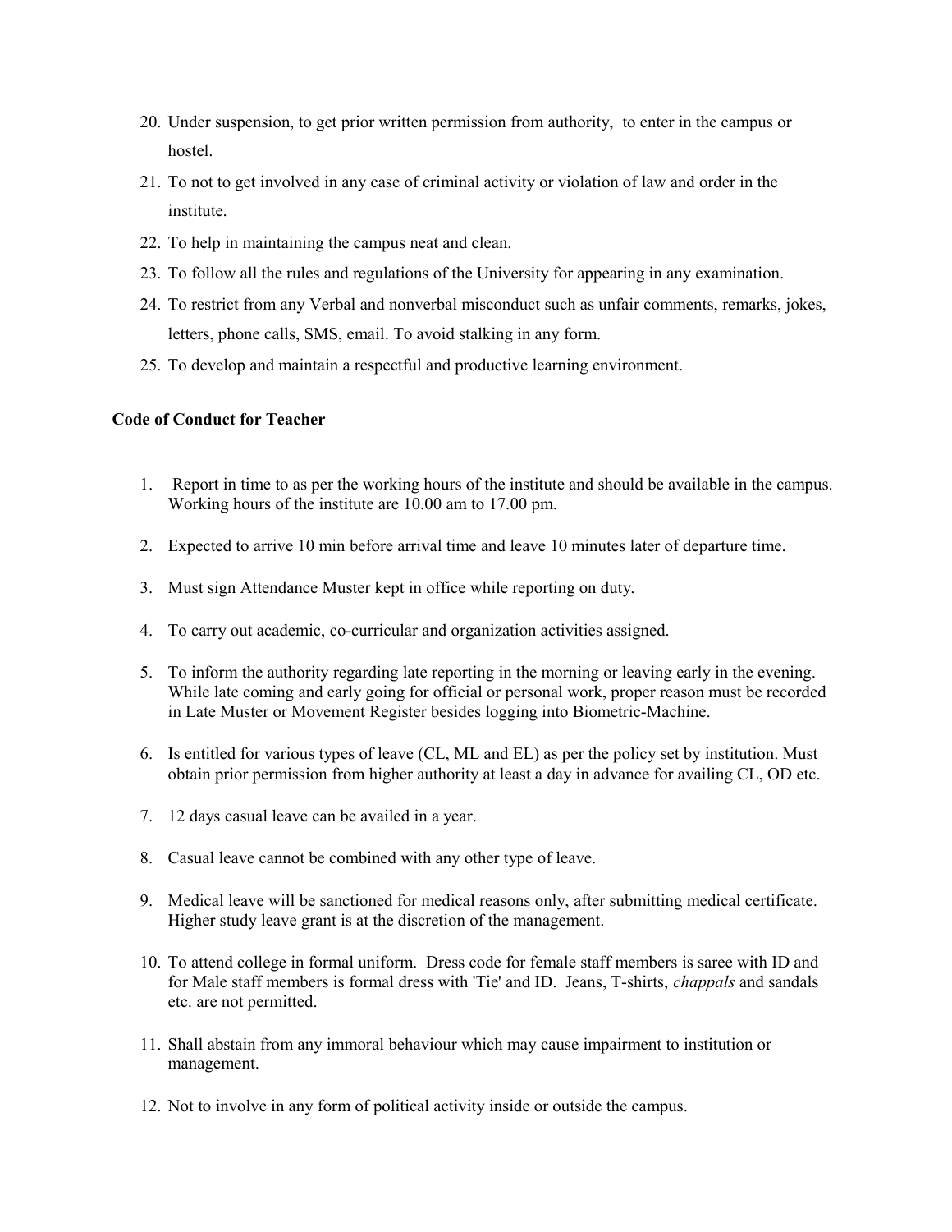20. Under suspension, to get prior written permission from authority, to enter in the campus or hostel.
21. To not to get involved in any case of criminal activity or violation of law and order in the institute.
22. To help in maintaining the campus neat and clean.
23. To follow all the rules and regulations of the University for appearing in any examination.
24. To restrict from any Verbal and nonverbal misconduct such as unfair comments, remarks, jokes, letters, phone calls, SMS, email. To avoid stalking in any form.
25. To develop and maintain a respectful and productive learning environment.

**Code of Conduct for Teacher**

1. Report in time to as per the working hours of the institute and should be available in the campus. Working hours of the institute are 10.00 am to 17.00 pm.
2. Expected to arrive 10 min before arrival time and leave 10 minutes later of departure time.
3. Must sign Attendance Muster kept in office while reporting on duty.
4. To carry out academic, co-curricular and organization activities assigned.
5. To inform the authority regarding late reporting in the morning or leaving early in the evening. While late coming and early going for official or personal work, proper reason must be recorded in Late Muster or Movement Register besides logging into Biometric-Machine.
6. Is entitled for various types of leave (CL, ML and EL) as per the policy set by institution. Must obtain prior permission from higher authority at least a day in advance for availing CL, OD etc.
7. 12 days casual leave can be availed in a year.
8. Casual leave cannot be combined with any other type of leave.
9. Medical leave will be sanctioned for medical reasons only, after submitting medical certificate. Higher study leave grant is at the discretion of the management.
10. To attend college in formal uniform. Dress code for female staff members is saree with ID and for Male staff members is formal dress with 'Tie' and ID. Jeans, T-shirts, *chappals* and sandals etc. are not permitted.
11. Shall abstain from any immoral behaviour which may cause impairment to institution or management.
12. Not to involve in any form of political activity inside or outside the campus.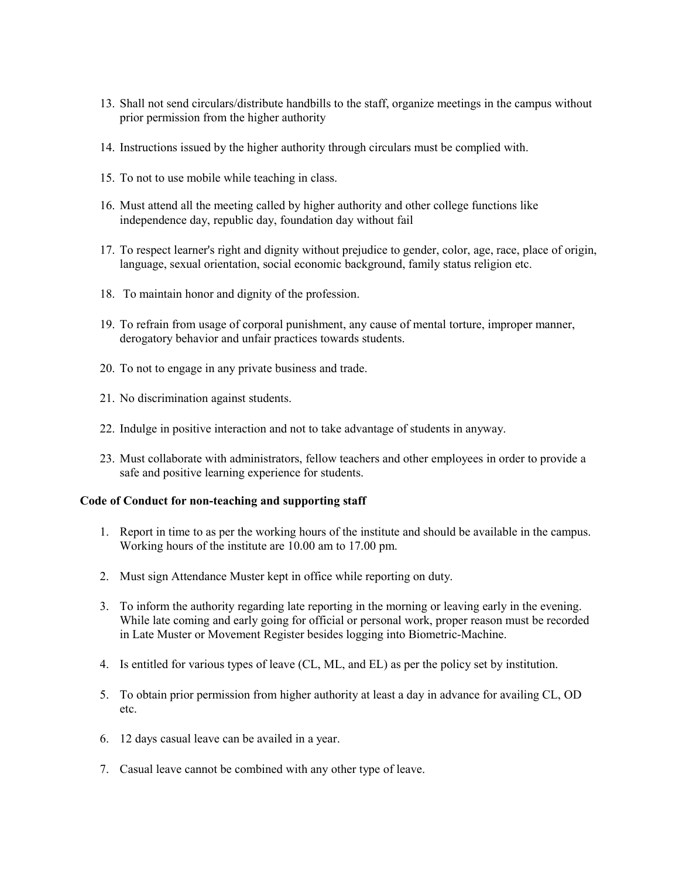13. Shall not send circulars/distribute handbills to the staff, organize meetings in the campus without prior permission from the higher authority

14. Instructions issued by the higher authority through circulars must be complied with.

15. To not to use mobile while teaching in class.

16. Must attend all the meeting called by higher authority and other college functions like independence day, republic day, foundation day without fail

17. To respect learner's right and dignity without prejudice to gender, color, age, race, place of origin, language, sexual orientation, social economic background, family status religion etc.

18. To maintain honor and dignity of the profession.

19. To refrain from usage of corporal punishment, any cause of mental torture, improper manner, derogatory behavior and unfair practices towards students.

20. To not to engage in any private business and trade.

21. No discrimination against students.

22. Indulge in positive interaction and not to take advantage of students in anyway.

23. Must collaborate with administrators, fellow teachers and other employees in order to provide a safe and positive learning experience for students.

**Code of Conduct for non-teaching and supporting staff**

1. Report in time to as per the working hours of the institute and should be available in the campus. Working hours of the institute are 10.00 am to 17.00 pm.

2. Must sign Attendance Muster kept in office while reporting on duty.

3. To inform the authority regarding late reporting in the morning or leaving early in the evening. While late coming and early going for official or personal work, proper reason must be recorded in Late Muster or Movement Register besides logging into Biometric-Machine.

4. Is entitled for various types of leave (CL, ML, and EL) as per the policy set by institution.

5. To obtain prior permission from higher authority at least a day in advance for availing CL, OD etc.

6. 12 days casual leave can be availed in a year.

7. Casual leave cannot be combined with any other type of leave.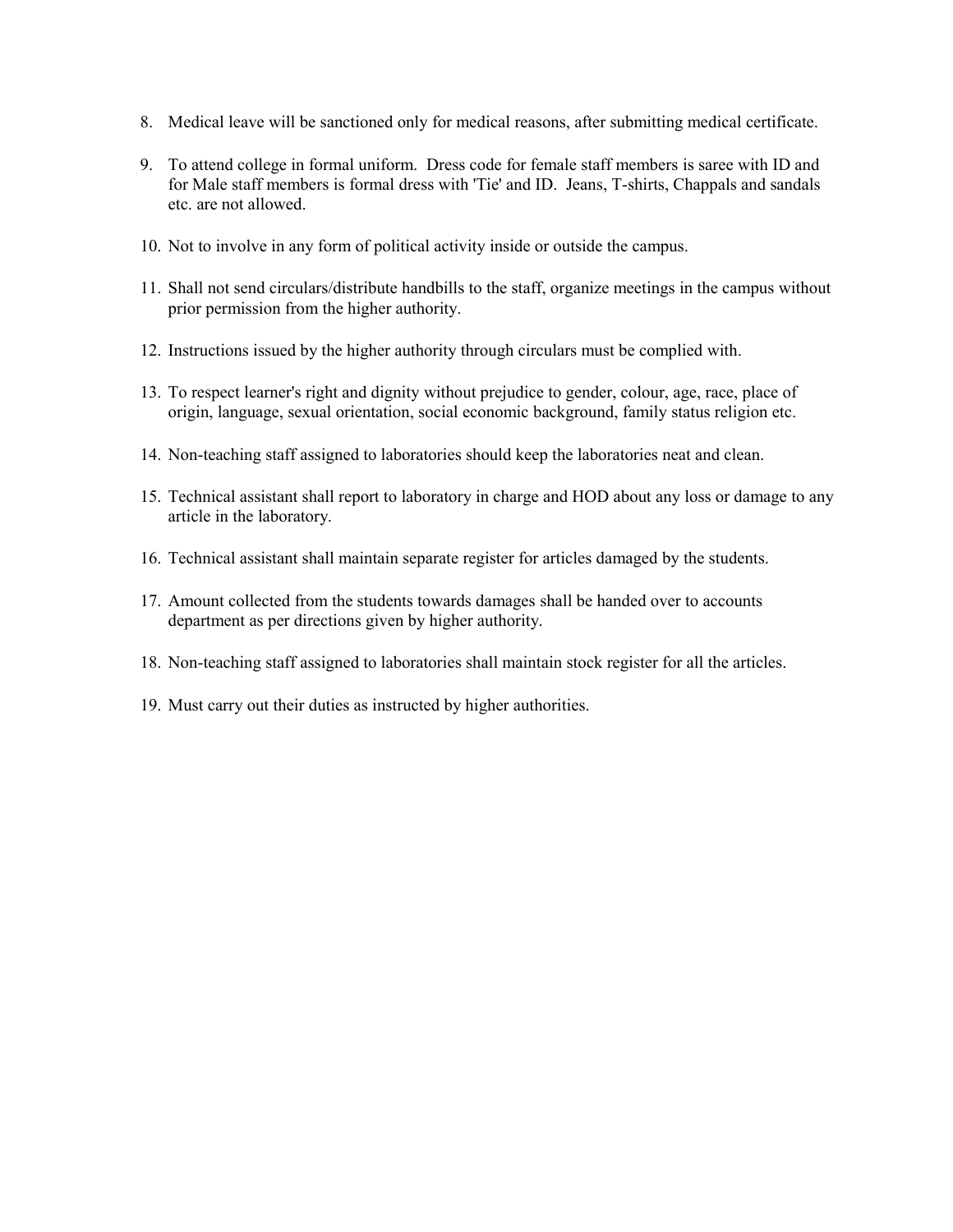8. Medical leave will be sanctioned only for medical reasons, after submitting medical certificate.

9. To attend college in formal uniform. Dress code for female staff members is saree with ID and for Male staff members is formal dress with 'Tie' and ID. Jeans, T-shirts, Chappals and sandals etc. are not allowed.

10. Not to involve in any form of political activity inside or outside the campus.

11. Shall not send circulars/distribute handbills to the staff, organize meetings in the campus without prior permission from the higher authority.

12. Instructions issued by the higher authority through circulars must be complied with.

13. To respect learner's right and dignity without prejudice to gender, colour, age, race, place of origin, language, sexual orientation, social economic background, family status religion etc.

14. Non-teaching staff assigned to laboratories should keep the laboratories neat and clean.

15. Technical assistant shall report to laboratory in charge and HOD about any loss or damage to any article in the laboratory.

16. Technical assistant shall maintain separate register for articles damaged by the students.

17. Amount collected from the students towards damages shall be handed over to accounts department as per directions given by higher authority.

18. Non-teaching staff assigned to laboratories shall maintain stock register for all the articles.

19. Must carry out their duties as instructed by higher authorities.